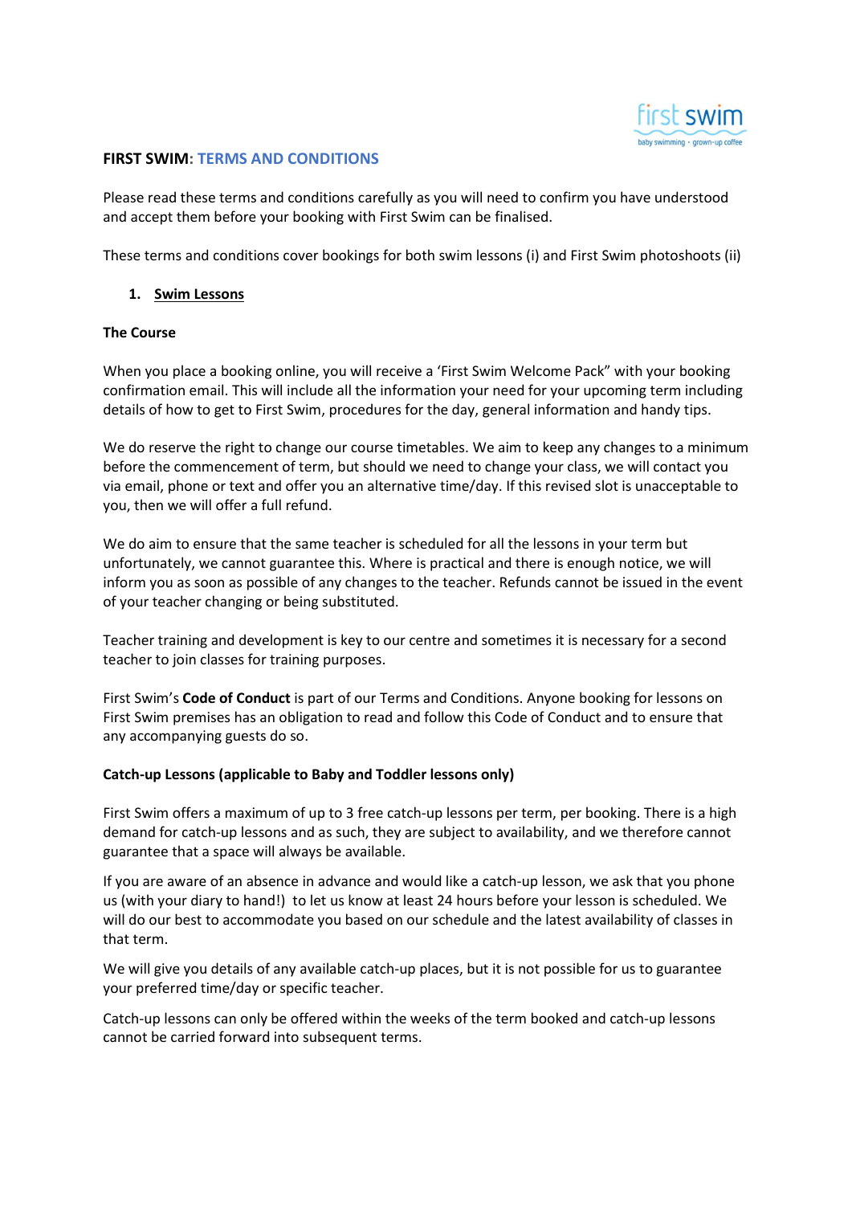**FIRST SWIM**: **TERMS AND CONDITIONS**

Please read these terms and conditions carefully as you will need to confirm you have understood and accept them before your booking with First Swim can be finalised.

These terms and conditions cover bookings for both swim lessons (i) and First Swim photoshoots (ii)

## 1. Swim Lessons

### The Course

When you place a booking online, you will receive a 'First Swim Welcome Pack" with your booking confirmation email. This will include all the information your need for your upcoming term including details of how to get to First Swim, procedures for the day, general information and handy tips.

We do reserve the right to change our course timetables. We aim to keep any changes to a minimum before the commencement of term, but should we need to change your class, we will contact you via email, phone or text and offer you an alternative time/day. If this revised slot is unacceptable to you, then we will offer a full refund.

We do aim to ensure that the same teacher is scheduled for all the lessons in your term but unfortunately, we cannot guarantee this. Where is practical and there is enough notice, we will inform you as soon as possible of any changes to the teacher. Refunds cannot be issued in the event of your teacher changing or being substituted.

Teacher training and development is key to our centre and sometimes it is necessary for a second teacher to join classes for training purposes.

First Swim's **Code of Conduct** is part of our Terms and Conditions. Anyone booking for lessons on First Swim premises has an obligation to read and follow this Code of Conduct and to ensure that any accompanying guests do so.

### Catch-up Lessons (applicable to Baby and Toddler lessons only)

First Swim offers a maximum of up to 3 free catch-up lessons per term, per booking. There is a high demand for catch-up lessons and as such, they are subject to availability, and we therefore cannot guarantee that a space will always be available.

If you are aware of an absence in advance and would like a catch-up lesson, we ask that you phone us (with your diary to hand!) to let us know at least 24 hours before your lesson is scheduled. We will do our best to accommodate you based on our schedule and the latest availability of classes in that term.

We will give you details of any available catch-up places, but it is not possible for us to guarantee your preferred time/day or specific teacher.

Catch-up lessons can only be offered within the weeks of the term booked and catch-up lessons cannot be carried forward into subsequent terms.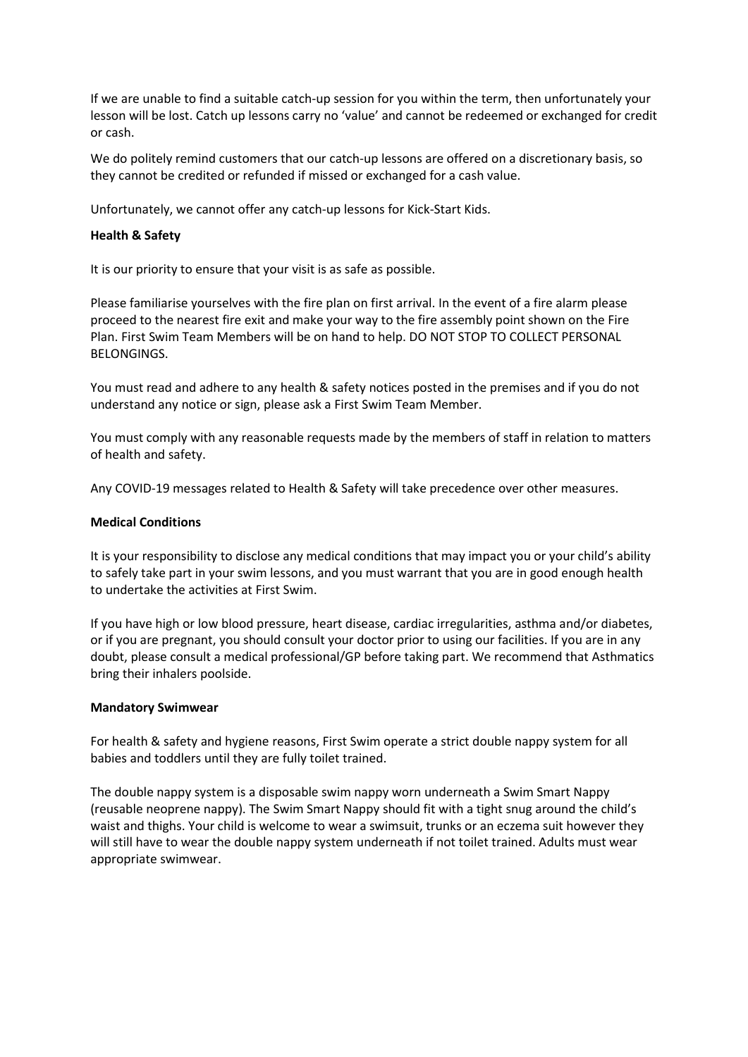If we are unable to find a suitable catch-up session for you within the term, then unfortunately your lesson will be lost. Catch up lessons carry no 'value' and cannot be redeemed or exchanged for credit or cash.

We do politely remind customers that our catch-up lessons are offered on a discretionary basis, so they cannot be credited or refunded if missed or exchanged for a cash value.

Unfortunately, we cannot offer any catch-up lessons for Kick-Start Kids.

**Health & Safety**

It is our priority to ensure that your visit is as safe as possible.

Please familiarise yourselves with the fire plan on first arrival. In the event of a fire alarm please proceed to the nearest fire exit and make your way to the fire assembly point shown on the Fire Plan. First Swim Team Members will be on hand to help. DO NOT STOP TO COLLECT PERSONAL BELONGINGS.

You must read and adhere to any health & safety notices posted in the premises and if you do not understand any notice or sign, please ask a First Swim Team Member.

You must comply with any reasonable requests made by the members of staff in relation to matters of health and safety.

Any COVID-19 messages related to Health & Safety will take precedence over other measures.

**Medical Conditions**

It is your responsibility to disclose any medical conditions that may impact you or your child's ability to safely take part in your swim lessons, and you must warrant that you are in good enough health to undertake the activities at First Swim.

If you have high or low blood pressure, heart disease, cardiac irregularities, asthma and/or diabetes, or if you are pregnant, you should consult your doctor prior to using our facilities. If you are in any doubt, please consult a medical professional/GP before taking part. We recommend that Asthmatics bring their inhalers poolside.

**Mandatory Swimwear**

For health & safety and hygiene reasons, First Swim operate a strict double nappy system for all babies and toddlers until they are fully toilet trained.

The double nappy system is a disposable swim nappy worn underneath a Swim Smart Nappy (reusable neoprene nappy). The Swim Smart Nappy should fit with a tight snug around the child's waist and thighs. Your child is welcome to wear a swimsuit, trunks or an eczema suit however they will still have to wear the double nappy system underneath if not toilet trained. Adults must wear appropriate swimwear.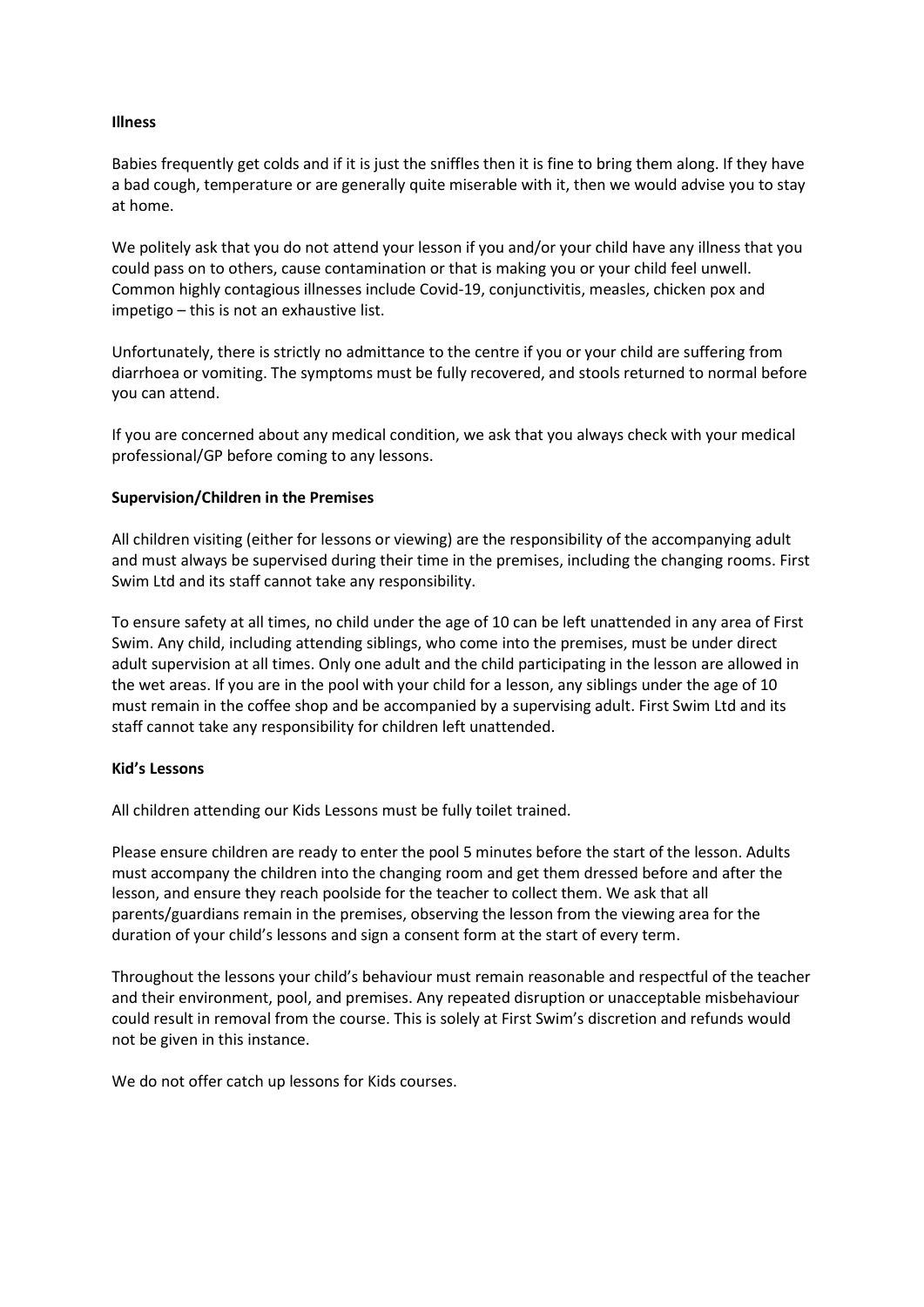**Illness**

Babies frequently get colds and if it is just the sniffles then it is fine to bring them along. If they have a bad cough, temperature or are generally quite miserable with it, then we would advise you to stay at home.

We politely ask that you do not attend your lesson if you and/or your child have any illness that you could pass on to others, cause contamination or that is making you or your child feel unwell. Common highly contagious illnesses include Covid-19, conjunctivitis, measles, chicken pox and impetigo – this is not an exhaustive list.

Unfortunately, there is strictly no admittance to the centre if you or your child are suffering from diarrhoea or vomiting. The symptoms must be fully recovered, and stools returned to normal before you can attend.

If you are concerned about any medical condition, we ask that you always check with your medical professional/GP before coming to any lessons.

**Supervision/Children in the Premises**

All children visiting (either for lessons or viewing) are the responsibility of the accompanying adult and must always be supervised during their time in the premises, including the changing rooms. First Swim Ltd and its staff cannot take any responsibility.

To ensure safety at all times, no child under the age of 10 can be left unattended in any area of First Swim. Any child, including attending siblings, who come into the premises, must be under direct adult supervision at all times. Only one adult and the child participating in the lesson are allowed in the wet areas. If you are in the pool with your child for a lesson, any siblings under the age of 10 must remain in the coffee shop and be accompanied by a supervising adult. First Swim Ltd and its staff cannot take any responsibility for children left unattended.

**Kid's Lessons**

All children attending our Kids Lessons must be fully toilet trained.

Please ensure children are ready to enter the pool 5 minutes before the start of the lesson. Adults must accompany the children into the changing room and get them dressed before and after the lesson, and ensure they reach poolside for the teacher to collect them. We ask that all parents/guardians remain in the premises, observing the lesson from the viewing area for the duration of your child's lessons and sign a consent form at the start of every term.

Throughout the lessons your child's behaviour must remain reasonable and respectful of the teacher and their environment, pool, and premises. Any repeated disruption or unacceptable misbehaviour could result in removal from the course. This is solely at First Swim's discretion and refunds would not be given in this instance.

We do not offer catch up lessons for Kids courses.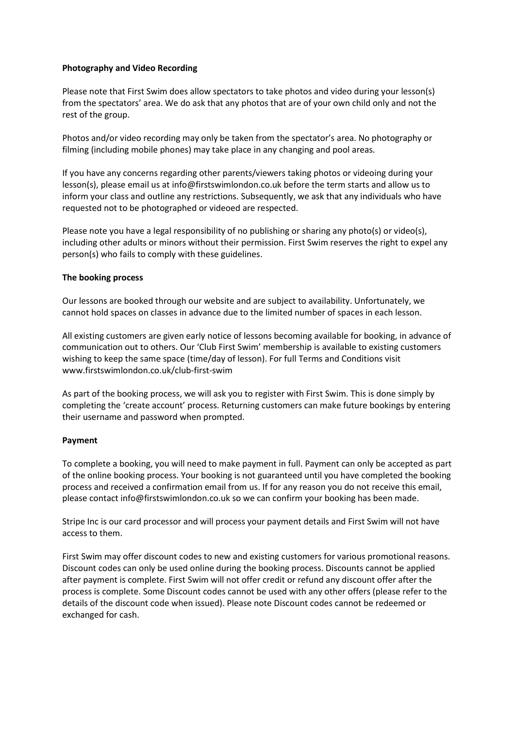**Photography and Video Recording**

Please note that First Swim does allow spectators to take photos and video during your lesson(s) from the spectators' area. We do ask that any photos that are of your own child only and not the rest of the group.

Photos and/or video recording may only be taken from the spectator's area. No photography or filming (including mobile phones) may take place in any changing and pool areas.

If you have any concerns regarding other parents/viewers taking photos or videoing during your lesson(s), please email us at info@firstswimlondon.co.uk before the term starts and allow us to inform your class and outline any restrictions. Subsequently, we ask that any individuals who have requested not to be photographed or videoed are respected.

Please note you have a legal responsibility of no publishing or sharing any photo(s) or video(s), including other adults or minors without their permission. First Swim reserves the right to expel any person(s) who fails to comply with these guidelines.

**The booking process**

Our lessons are booked through our website and are subject to availability. Unfortunately, we cannot hold spaces on classes in advance due to the limited number of spaces in each lesson.

All existing customers are given early notice of lessons becoming available for booking, in advance of communication out to others. Our 'Club First Swim' membership is available to existing customers wishing to keep the same space (time/day of lesson). For full Terms and Conditions visit www.firstswimlondon.co.uk/club-first-swim

As part of the booking process, we will ask you to register with First Swim. This is done simply by completing the 'create account' process. Returning customers can make future bookings by entering their username and password when prompted.

**Payment**

To complete a booking, you will need to make payment in full. Payment can only be accepted as part of the online booking process. Your booking is not guaranteed until you have completed the booking process and received a confirmation email from us. If for any reason you do not receive this email, please contact info@firstswimlondon.co.uk so we can confirm your booking has been made.

Stripe Inc is our card processor and will process your payment details and First Swim will not have access to them.

First Swim may offer discount codes to new and existing customers for various promotional reasons. Discount codes can only be used online during the booking process. Discounts cannot be applied after payment is complete. First Swim will not offer credit or refund any discount offer after the process is complete. Some Discount codes cannot be used with any other offers (please refer to the details of the discount code when issued). Please note Discount codes cannot be redeemed or exchanged for cash.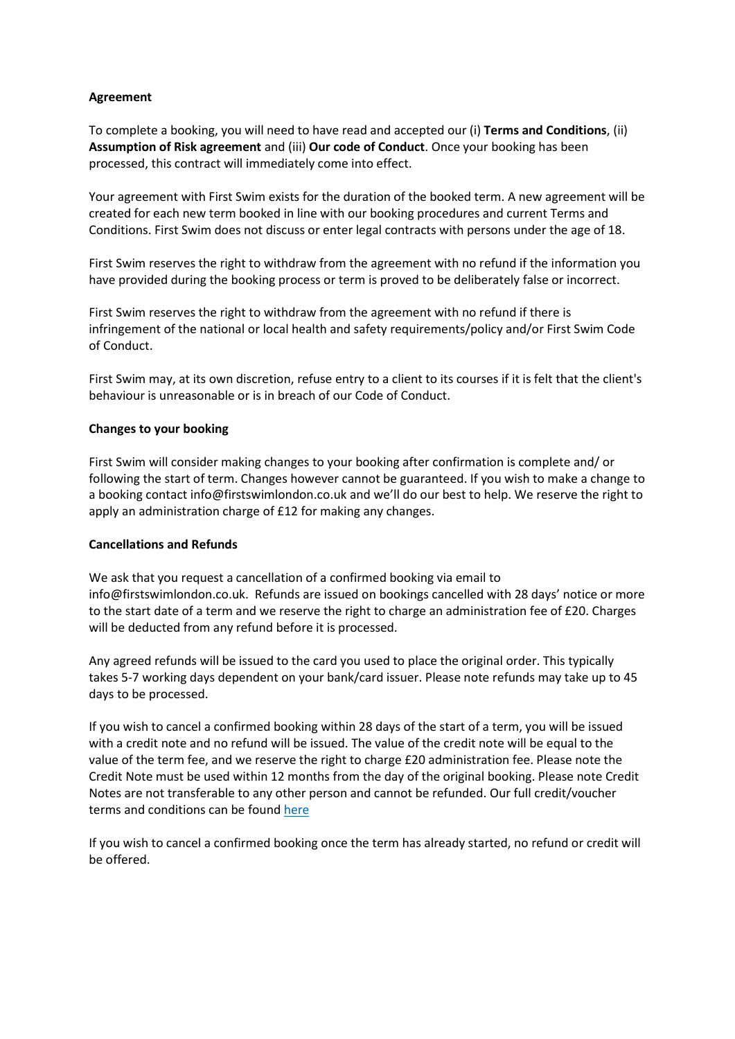**Agreement**

To complete a booking, you will need to have read and accepted our (i) **Terms and Conditions**, (ii) **Assumption of Risk agreement** and (iii) **Our code of Conduct**. Once your booking has been processed, this contract will immediately come into effect.

Your agreement with First Swim exists for the duration of the booked term. A new agreement will be created for each new term booked in line with our booking procedures and current Terms and Conditions. First Swim does not discuss or enter legal contracts with persons under the age of 18.

First Swim reserves the right to withdraw from the agreement with no refund if the information you have provided during the booking process or term is proved to be deliberately false or incorrect.

First Swim reserves the right to withdraw from the agreement with no refund if there is infringement of the national or local health and safety requirements/policy and/or First Swim Code of Conduct.

First Swim may, at its own discretion, refuse entry to a client to its courses if it is felt that the client's behaviour is unreasonable or is in breach of our Code of Conduct.

**Changes to your booking**

First Swim will consider making changes to your booking after confirmation is complete and/ or following the start of term. Changes however cannot be guaranteed. If you wish to make a change to a booking contact info@firstswimlondon.co.uk and we'll do our best to help. We reserve the right to apply an administration charge of £12 for making any changes.

**Cancellations and Refunds**

We ask that you request a cancellation of a confirmed booking via email to info@firstswimlondon.co.uk. Refunds are issued on bookings cancelled with 28 days' notice or more to the start date of a term and we reserve the right to charge an administration fee of £20. Charges will be deducted from any refund before it is processed.

Any agreed refunds will be issued to the card you used to place the original order. This typically takes 5-7 working days dependent on your bank/card issuer. Please note refunds may take up to 45 days to be processed.

If you wish to cancel a confirmed booking within 28 days of the start of a term, you will be issued with a credit note and no refund will be issued. The value of the credit note will be equal to the value of the term fee, and we reserve the right to charge £20 administration fee. Please note the Credit Note must be used within 12 months from the day of the original booking. Please note Credit Notes are not transferable to any other person and cannot be refunded. Our full credit/voucher terms and conditions can be found [here]

If you wish to cancel a confirmed booking once the term has already started, no refund or credit will be offered.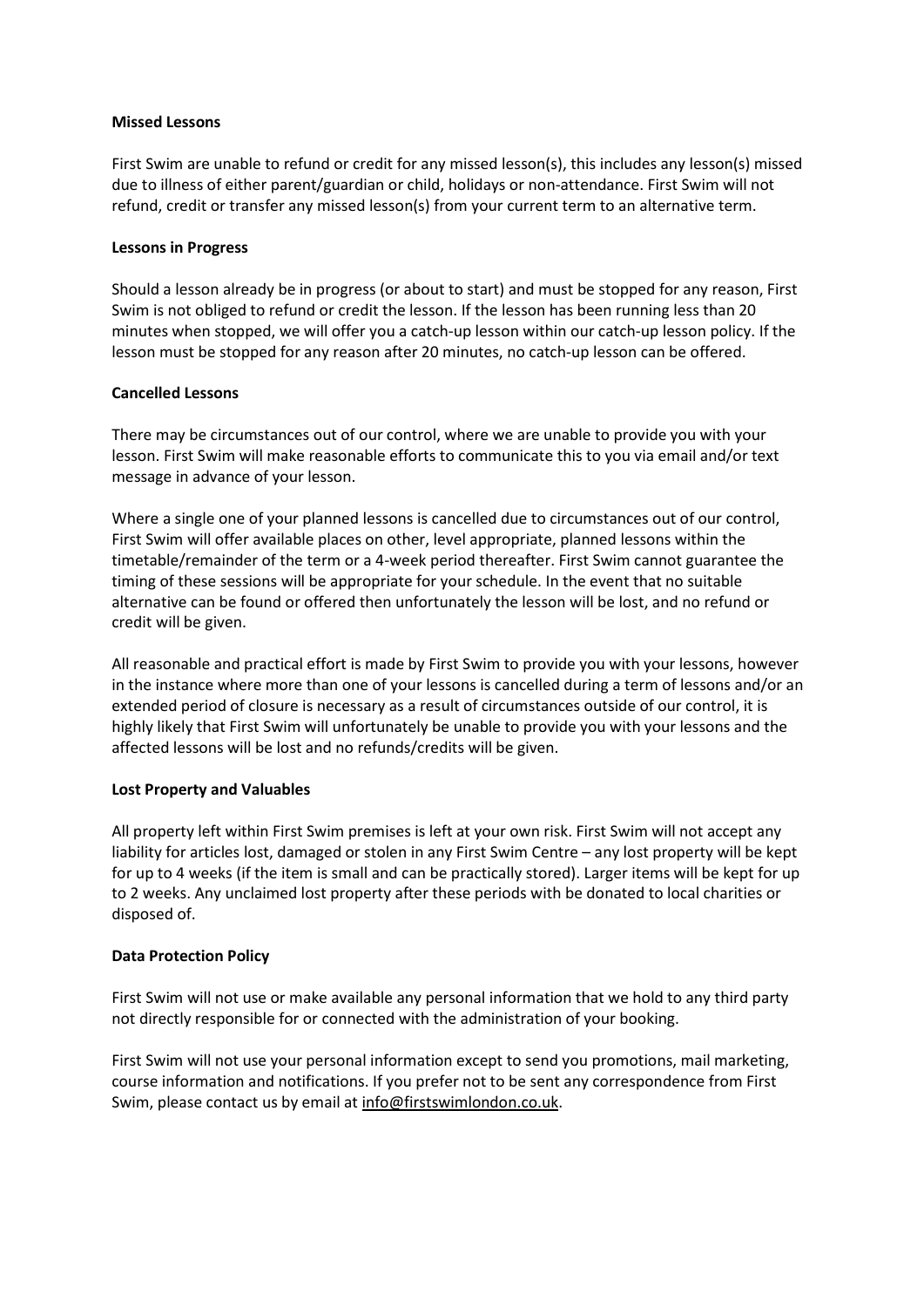**Missed Lessons**

First Swim are unable to refund or credit for any missed lesson(s), this includes any lesson(s) missed due to illness of either parent/guardian or child, holidays or non-attendance. First Swim will not refund, credit or transfer any missed lesson(s) from your current term to an alternative term.

**Lessons in Progress**

Should a lesson already be in progress (or about to start) and must be stopped for any reason, First Swim is not obliged to refund or credit the lesson. If the lesson has been running less than 20 minutes when stopped, we will offer you a catch-up lesson within our catch-up lesson policy. If the lesson must be stopped for any reason after 20 minutes, no catch-up lesson can be offered.

**Cancelled Lessons**

There may be circumstances out of our control, where we are unable to provide you with your lesson. First Swim will make reasonable efforts to communicate this to you via email and/or text message in advance of your lesson.

Where a single one of your planned lessons is cancelled due to circumstances out of our control, First Swim will offer available places on other, level appropriate, planned lessons within the timetable/remainder of the term or a 4-week period thereafter. First Swim cannot guarantee the timing of these sessions will be appropriate for your schedule. In the event that no suitable alternative can be found or offered then unfortunately the lesson will be lost, and no refund or credit will be given.

All reasonable and practical effort is made by First Swim to provide you with your lessons, however in the instance where more than one of your lessons is cancelled during a term of lessons and/or an extended period of closure is necessary as a result of circumstances outside of our control, it is highly likely that First Swim will unfortunately be unable to provide you with your lessons and the affected lessons will be lost and no refunds/credits will be given.

**Lost Property and Valuables**

All property left within First Swim premises is left at your own risk. First Swim will not accept any liability for articles lost, damaged or stolen in any First Swim Centre – any lost property will be kept for up to 4 weeks (if the item is small and can be practically stored). Larger items will be kept for up to 2 weeks. Any unclaimed lost property after these periods with be donated to local charities or disposed of.

**Data Protection Policy**

First Swim will not use or make available any personal information that we hold to any third party not directly responsible for or connected with the administration of your booking.

First Swim will not use your personal information except to send you promotions, mail marketing, course information and notifications. If you prefer not to be sent any correspondence from First Swim, please contact us by email at info@firstswimlondon.co.uk.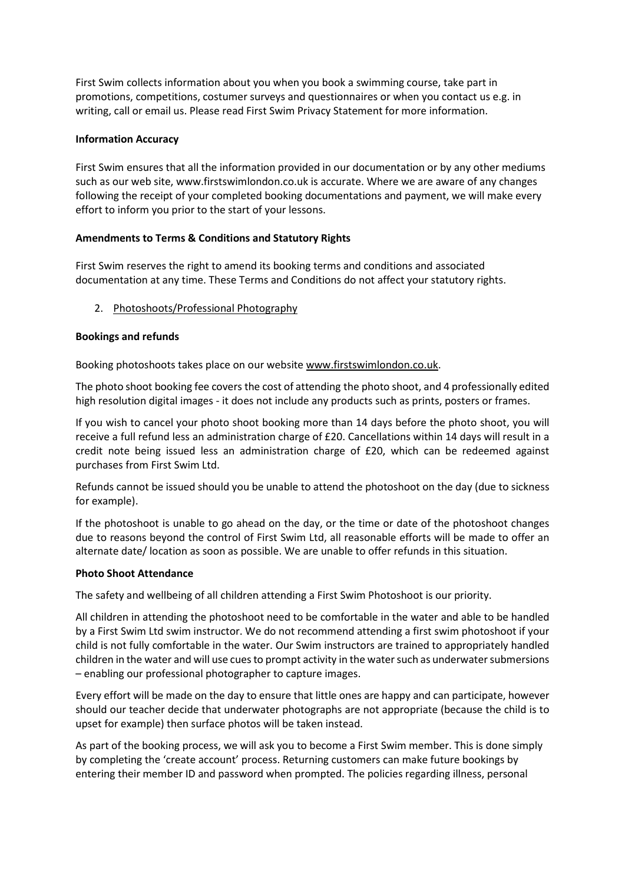First Swim collects information about you when you book a swimming course, take part in promotions, competitions, costumer surveys and questionnaires or when you contact us e.g. in writing, call or email us. Please read First Swim Privacy Statement for more information.

**Information Accuracy**

First Swim ensures that all the information provided in our documentation or by any other mediums such as our web site, www.firstswimlondon.co.uk is accurate. Where we are aware of any changes following the receipt of your completed booking documentations and payment, we will make every effort to inform you prior to the start of your lessons.

**Amendments to Terms & Conditions and Statutory Rights**

First Swim reserves the right to amend its booking terms and conditions and associated documentation at any time. These Terms and Conditions do not affect your statutory rights.

2. Photoshoots/Professional Photography

**Bookings and refunds**

Booking photoshoots takes place on our website www.firstswimlondon.co.uk.

The photo shoot booking fee covers the cost of attending the photo shoot, and 4 professionally edited high resolution digital images - it does not include any products such as prints, posters or frames.

If you wish to cancel your photo shoot booking more than 14 days before the photo shoot, you will receive a full refund less an administration charge of £20. Cancellations within 14 days will result in a credit note being issued less an administration charge of £20, which can be redeemed against purchases from First Swim Ltd.

Refunds cannot be issued should you be unable to attend the photoshoot on the day (due to sickness for example).

If the photoshoot is unable to go ahead on the day, or the time or date of the photoshoot changes due to reasons beyond the control of First Swim Ltd, all reasonable efforts will be made to offer an alternate date/ location as soon as possible. We are unable to offer refunds in this situation.

**Photo Shoot Attendance**

The safety and wellbeing of all children attending a First Swim Photoshoot is our priority.

All children in attending the photoshoot need to be comfortable in the water and able to be handled by a First Swim Ltd swim instructor. We do not recommend attending a first swim photoshoot if your child is not fully comfortable in the water. Our Swim instructors are trained to appropriately handled children in the water and will use cues to prompt activity in the water such as underwater submersions – enabling our professional photographer to capture images.

Every effort will be made on the day to ensure that little ones are happy and can participate, however should our teacher decide that underwater photographs are not appropriate (because the child is to upset for example) then surface photos will be taken instead.

As part of the booking process, we will ask you to become a First Swim member. This is done simply by completing the 'create account' process. Returning customers can make future bookings by entering their member ID and password when prompted. The policies regarding illness, personal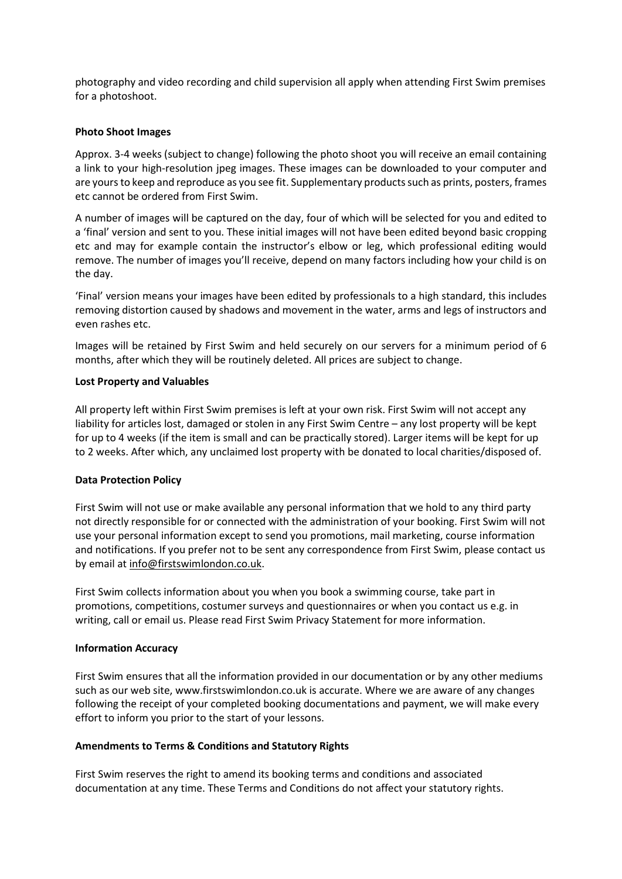photography and video recording and child supervision all apply when attending First Swim premises for a photoshoot.

**Photo Shoot Images**

Approx. 3-4 weeks (subject to change) following the photo shoot you will receive an email containing a link to your high-resolution jpeg images. These images can be downloaded to your computer and are yours to keep and reproduce as you see fit. Supplementary products such as prints, posters, frames etc cannot be ordered from First Swim.

A number of images will be captured on the day, four of which will be selected for you and edited to a 'final' version and sent to you. These initial images will not have been edited beyond basic cropping etc and may for example contain the instructor's elbow or leg, which professional editing would remove. The number of images you'll receive, depend on many factors including how your child is on the day.

'Final' version means your images have been edited by professionals to a high standard, this includes removing distortion caused by shadows and movement in the water, arms and legs of instructors and even rashes etc.

Images will be retained by First Swim and held securely on our servers for a minimum period of 6 months, after which they will be routinely deleted. All prices are subject to change.

**Lost Property and Valuables**

All property left within First Swim premises is left at your own risk. First Swim will not accept any liability for articles lost, damaged or stolen in any First Swim Centre – any lost property will be kept for up to 4 weeks (if the item is small and can be practically stored). Larger items will be kept for up to 2 weeks. After which, any unclaimed lost property with be donated to local charities/disposed of.

**Data Protection Policy**

First Swim will not use or make available any personal information that we hold to any third party not directly responsible for or connected with the administration of your booking. First Swim will not use your personal information except to send you promotions, mail marketing, course information and notifications. If you prefer not to be sent any correspondence from First Swim, please contact us by email at info@firstswimlondon.co.uk.

First Swim collects information about you when you book a swimming course, take part in promotions, competitions, costumer surveys and questionnaires or when you contact us e.g. in writing, call or email us. Please read First Swim Privacy Statement for more information.

**Information Accuracy**

First Swim ensures that all the information provided in our documentation or by any other mediums such as our web site, www.firstswimlondon.co.uk is accurate. Where we are aware of any changes following the receipt of your completed booking documentations and payment, we will make every effort to inform you prior to the start of your lessons.

**Amendments to Terms & Conditions and Statutory Rights**

First Swim reserves the right to amend its booking terms and conditions and associated documentation at any time. These Terms and Conditions do not affect your statutory rights.